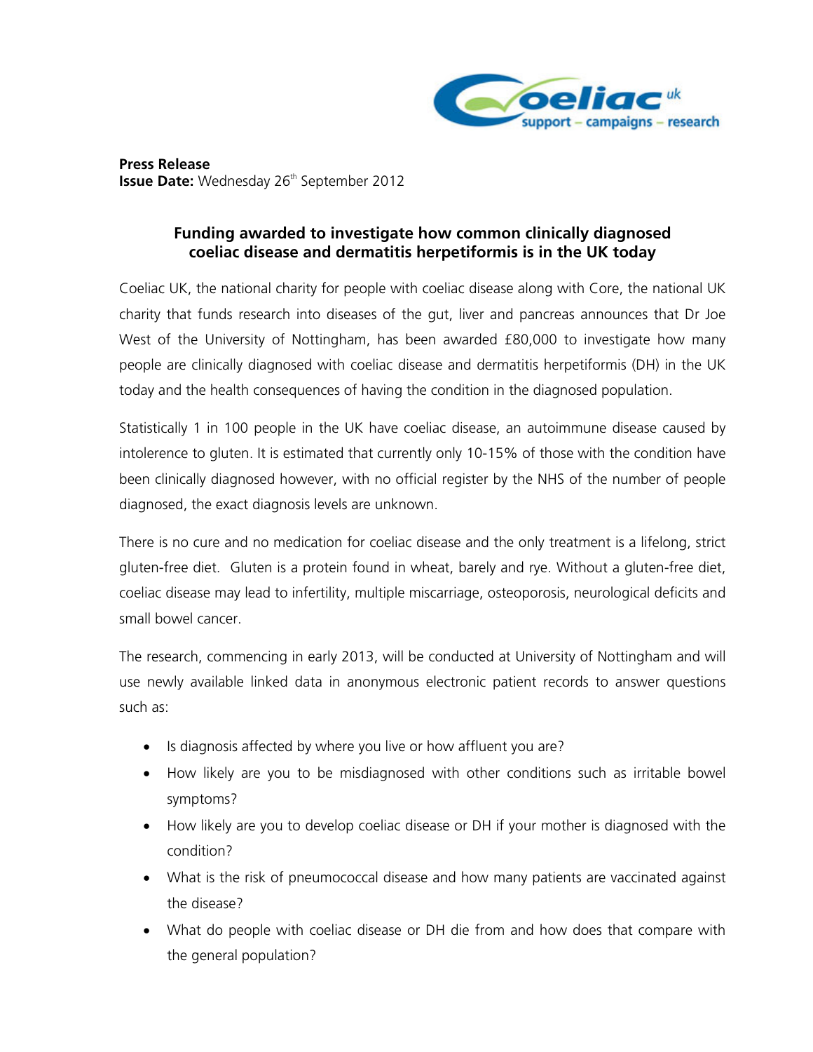**Press Release**
**Issue Date:** Wednesday 26th September 2012

## Funding awarded to investigate how common clinically diagnosed coeliac disease and dermatitis herpetiformis is in the UK today

Coeliac UK, the national charity for people with coeliac disease along with Core, the national UK charity that funds research into diseases of the gut, liver and pancreas announces that Dr Joe West of the University of Nottingham, has been awarded £80,000 to investigate how many people are clinically diagnosed with coeliac disease and dermatitis herpetiformis (DH) in the UK today and the health consequences of having the condition in the diagnosed population.

Statistically 1 in 100 people in the UK have coeliac disease, an autoimmune disease caused by intolerence to gluten. It is estimated that currently only 10-15% of those with the condition have been clinically diagnosed however, with no official register by the NHS of the number of people diagnosed, the exact diagnosis levels are unknown.

There is no cure and no medication for coeliac disease and the only treatment is a lifelong, strict gluten-free diet. Gluten is a protein found in wheat, barely and rye. Without a gluten-free diet, coeliac disease may lead to infertility, multiple miscarriage, osteoporosis, neurological deficits and small bowel cancer.

The research, commencing in early 2013, will be conducted at University of Nottingham and will use newly available linked data in anonymous electronic patient records to answer questions such as:

- Is diagnosis affected by where you live or how affluent you are?
- How likely are you to be misdiagnosed with other conditions such as irritable bowel symptoms?
- How likely are you to develop coeliac disease or DH if your mother is diagnosed with the condition?
- What is the risk of pneumococcal disease and how many patients are vaccinated against the disease?
- What do people with coeliac disease or DH die from and how does that compare with the general population?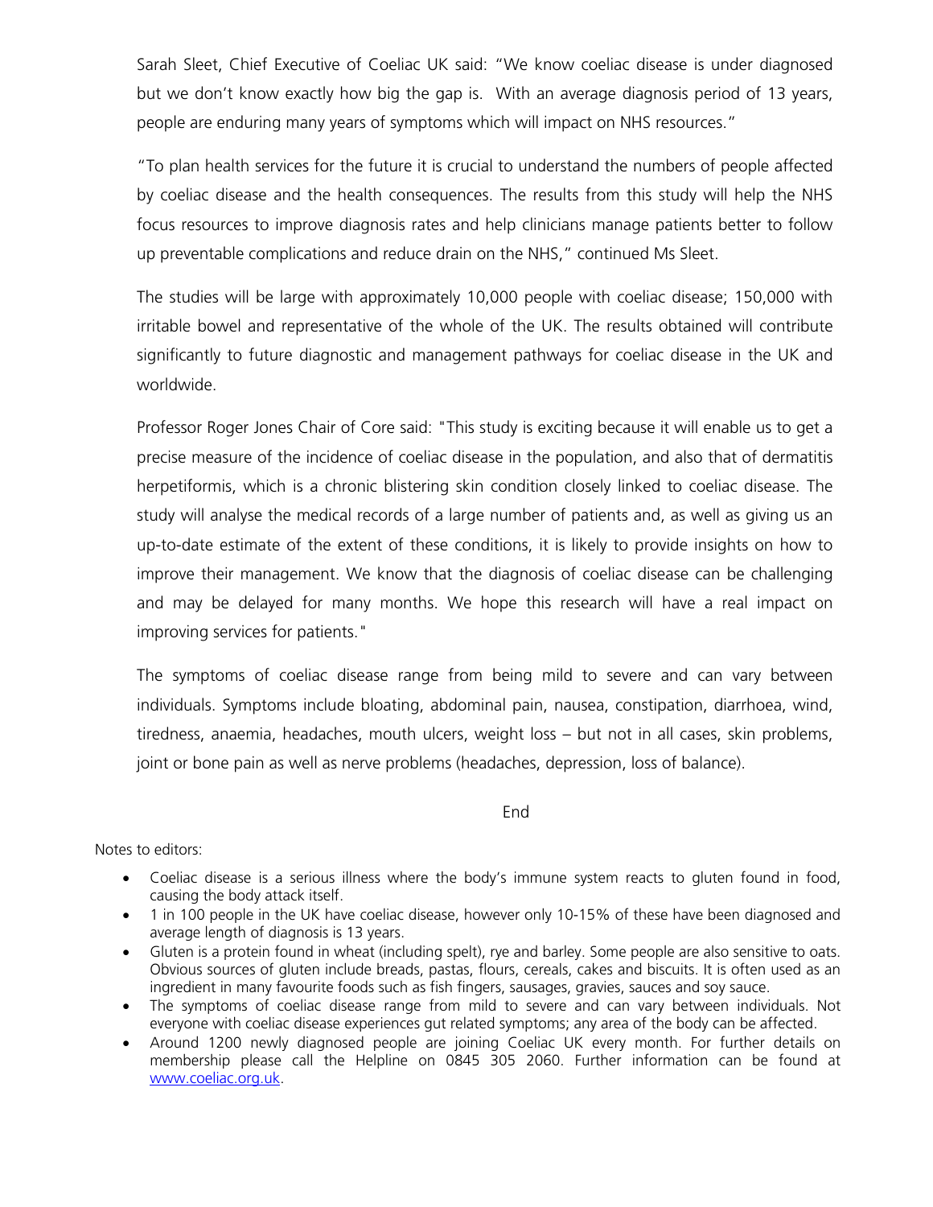Sarah Sleet, Chief Executive of Coeliac UK said: "We know coeliac disease is under diagnosed but we don't know exactly how big the gap is. With an average diagnosis period of 13 years, people are enduring many years of symptoms which will impact on NHS resources."

"To plan health services for the future it is crucial to understand the numbers of people affected by coeliac disease and the health consequences. The results from this study will help the NHS focus resources to improve diagnosis rates and help clinicians manage patients better to follow up preventable complications and reduce drain on the NHS," continued Ms Sleet.

The studies will be large with approximately 10,000 people with coeliac disease; 150,000 with irritable bowel and representative of the whole of the UK. The results obtained will contribute significantly to future diagnostic and management pathways for coeliac disease in the UK and worldwide.

Professor Roger Jones Chair of Core said: "This study is exciting because it will enable us to get a precise measure of the incidence of coeliac disease in the population, and also that of dermatitis herpetiformis, which is a chronic blistering skin condition closely linked to coeliac disease. The study will analyse the medical records of a large number of patients and, as well as giving us an up-to-date estimate of the extent of these conditions, it is likely to provide insights on how to improve their management. We know that the diagnosis of coeliac disease can be challenging and may be delayed for many months. We hope this research will have a real impact on improving services for patients."

The symptoms of coeliac disease range from being mild to severe and can vary between individuals. Symptoms include bloating, abdominal pain, nausea, constipation, diarrhoea, wind, tiredness, anaemia, headaches, mouth ulcers, weight loss – but not in all cases, skin problems, joint or bone pain as well as nerve problems (headaches, depression, loss of balance).

End

Notes to editors:

- Coeliac disease is a serious illness where the body's immune system reacts to gluten found in food, causing the body attack itself.
- 1 in 100 people in the UK have coeliac disease, however only 10-15% of these have been diagnosed and average length of diagnosis is 13 years.
- Gluten is a protein found in wheat (including spelt), rye and barley. Some people are also sensitive to oats. Obvious sources of gluten include breads, pastas, flours, cereals, cakes and biscuits. It is often used as an ingredient in many favourite foods such as fish fingers, sausages, gravies, sauces and soy sauce.
- The symptoms of coeliac disease range from mild to severe and can vary between individuals. Not everyone with coeliac disease experiences gut related symptoms; any area of the body can be affected.
- Around 1200 newly diagnosed people are joining Coeliac UK every month. For further details on membership please call the Helpline on 0845 305 2060. Further information can be found at [www.coeliac.org.uk](http://www.coeliac.org.uk).